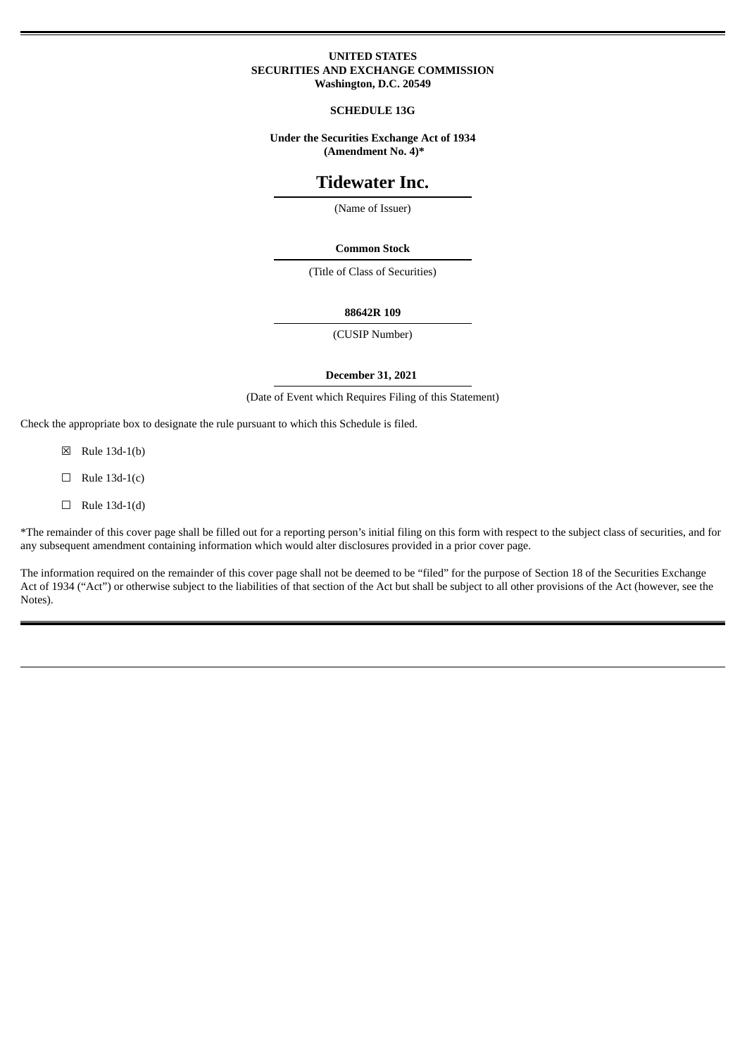**UNITED STATES**
**SECURITIES AND EXCHANGE COMMISSION**
**Washington, D.C. 20549**

**SCHEDULE 13G**

**Under the Securities Exchange Act of 1934**
**(Amendment No. 4)***

# Tidewater Inc.

(Name of Issuer)

**Common Stock**

(Title of Class of Securities)

**88642R 109**

(CUSIP Number)

**December 31, 2021**

(Date of Event which Requires Filing of this Statement)

Check the appropriate box to designate the rule pursuant to which this Schedule is filed.

☒ Rule 13d-1(b)

☐ Rule 13d-1(c)

☐ Rule 13d-1(d)

*The remainder of this cover page shall be filled out for a reporting person's initial filing on this form with respect to the subject class of securities, and for any subsequent amendment containing information which would alter disclosures provided in a prior cover page.

The information required on the remainder of this cover page shall not be deemed to be "filed" for the purpose of Section 18 of the Securities Exchange Act of 1934 ("Act") or otherwise subject to the liabilities of that section of the Act but shall be subject to all other provisions of the Act (however, see the Notes).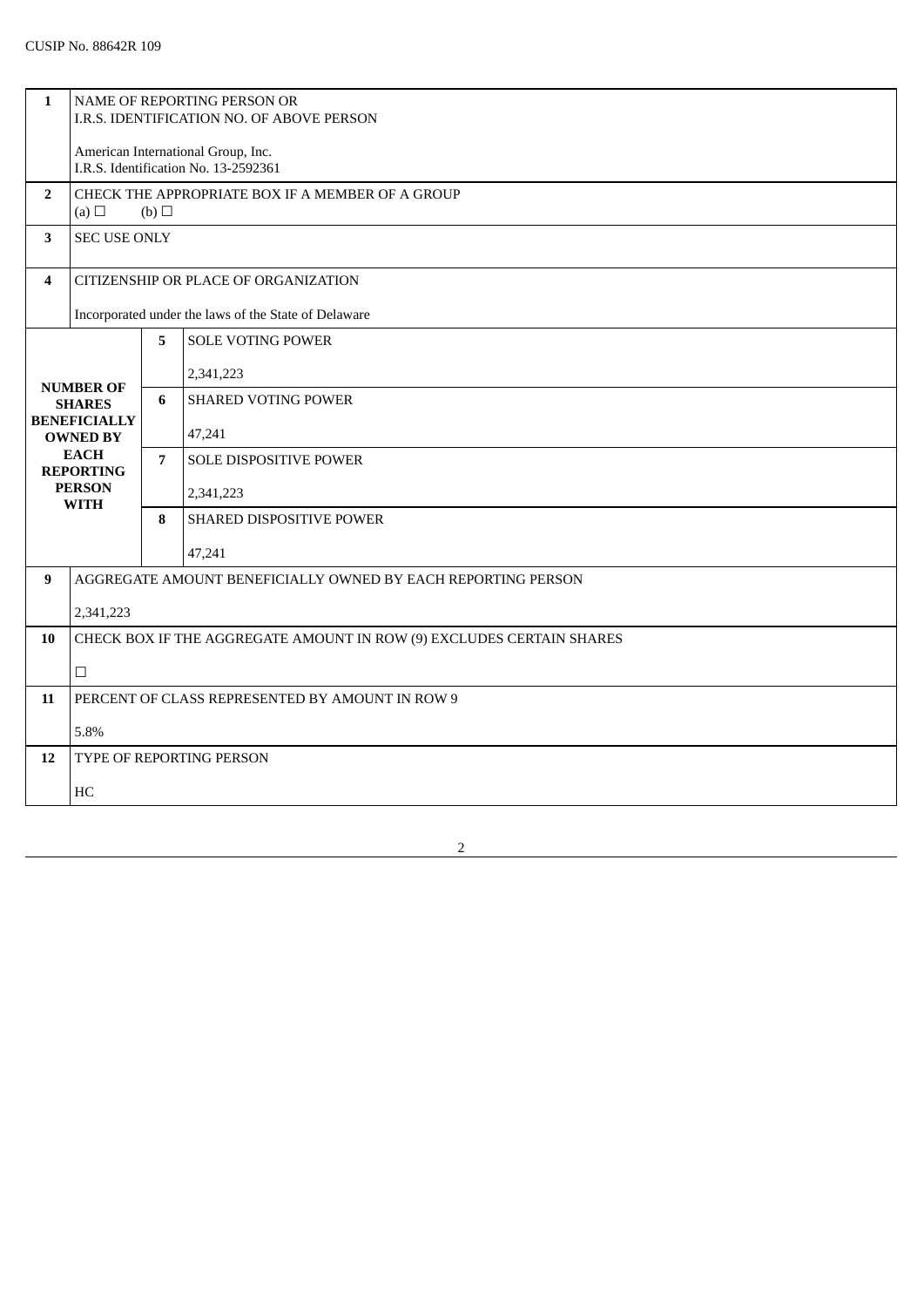CUSIP No. 88642R 109

| | | | |
|---|---|---|---|
| **1** | NAME OF REPORTING PERSON OR<br>I.R.S. IDENTIFICATION NO. OF ABOVE PERSON<br><br>American International Group, Inc.<br>I.R.S. Identification No. 13-2592361 | | |
| **2** | CHECK THE APPROPRIATE BOX IF A MEMBER OF A GROUP<br>(a) ☐ (b) ☐ | | |
| **3** | SEC USE ONLY | | |
| **4** | CITIZENSHIP OR PLACE OF ORGANIZATION<br><br>Incorporated under the laws of the State of Delaware | | |
| **NUMBER OF SHARES BENEFICIALLY OWNED BY EACH REPORTING PERSON WITH** | | **5** | SOLE VOTING POWER<br><br>2,341,223 |
| | | **6** | SHARED VOTING POWER<br><br>47,241 |
| | | **7** | SOLE DISPOSITIVE POWER<br><br>2,341,223 |
| | | **8** | SHARED DISPOSITIVE POWER<br><br>47,241 |
| **9** | AGGREGATE AMOUNT BENEFICIALLY OWNED BY EACH REPORTING PERSON<br><br>2,341,223 | | |
| **10** | CHECK BOX IF THE AGGREGATE AMOUNT IN ROW (9) EXCLUDES CERTAIN SHARES<br><br>☐ | | |
| **11** | PERCENT OF CLASS REPRESENTED BY AMOUNT IN ROW 9<br><br>5.8% | | |
| **12** | TYPE OF REPORTING PERSON<br><br>HC | | |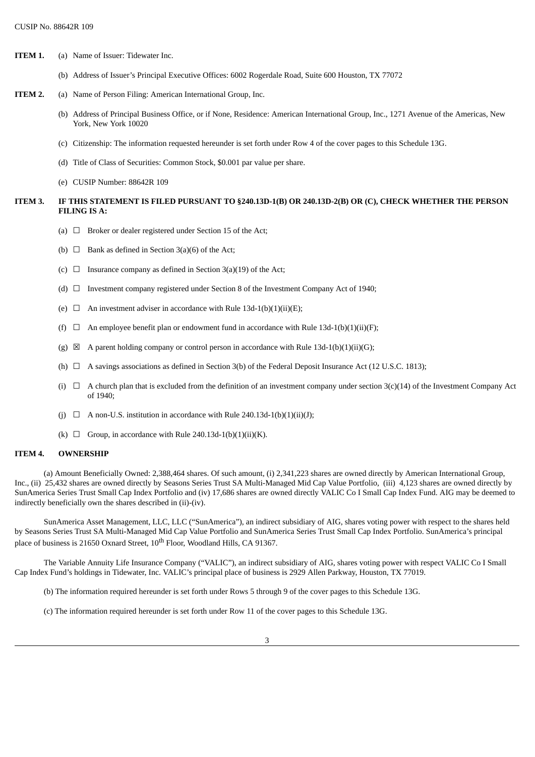CUSIP No. 88642R 109

**ITEM 1.** (a) Name of Issuer: Tidewater Inc.

(b) Address of Issuer's Principal Executive Offices: 6002 Rogerdale Road, Suite 600 Houston, TX 77072

**ITEM 2.** (a) Name of Person Filing: American International Group, Inc.

(b) Address of Principal Business Office, or if None, Residence: American International Group, Inc., 1271 Avenue of the Americas, New York, New York 10020

(c) Citizenship: The information requested hereunder is set forth under Row 4 of the cover pages to this Schedule 13G.

(d) Title of Class of Securities: Common Stock, $0.001 par value per share.

(e) CUSIP Number: 88642R 109

**ITEM 3. IF THIS STATEMENT IS FILED PURSUANT TO §240.13D-1(B) OR 240.13D-2(B) OR (C), CHECK WHETHER THE PERSON FILING IS A:**

(a) ☐ Broker or dealer registered under Section 15 of the Act;

(b) ☐ Bank as defined in Section 3(a)(6) of the Act;

(c) ☐ Insurance company as defined in Section 3(a)(19) of the Act;

(d) ☐ Investment company registered under Section 8 of the Investment Company Act of 1940;

(e) ☐ An investment adviser in accordance with Rule 13d-1(b)(1)(ii)(E);

(f) ☐ An employee benefit plan or endowment fund in accordance with Rule 13d-1(b)(1)(ii)(F);

(g) ☒ A parent holding company or control person in accordance with Rule 13d-1(b)(1)(ii)(G);

(h) ☐ A savings associations as defined in Section 3(b) of the Federal Deposit Insurance Act (12 U.S.C. 1813);

(i) ☐ A church plan that is excluded from the definition of an investment company under section 3(c)(14) of the Investment Company Act of 1940;

(j) ☐ A non-U.S. institution in accordance with Rule 240.13d-1(b)(1)(ii)(J);

(k) ☐ Group, in accordance with Rule 240.13d-1(b)(1)(ii)(K).

**ITEM 4. OWNERSHIP**

(a) Amount Beneficially Owned: 2,388,464 shares. Of such amount, (i) 2,341,223 shares are owned directly by American International Group, Inc., (ii) 25,432 shares are owned directly by Seasons Series Trust SA Multi-Managed Mid Cap Value Portfolio, (iii) 4,123 shares are owned directly by SunAmerica Series Trust Small Cap Index Portfolio and (iv) 17,686 shares are owned directly VALIC Co I Small Cap Index Fund. AIG may be deemed to indirectly beneficially own the shares described in (ii)-(iv).

SunAmerica Asset Management, LLC, LLC ("SunAmerica"), an indirect subsidiary of AIG, shares voting power with respect to the shares held by Seasons Series Trust SA Multi-Managed Mid Cap Value Portfolio and SunAmerica Series Trust Small Cap Index Portfolio. SunAmerica's principal place of business is 21650 Oxnard Street, 10th Floor, Woodland Hills, CA 91367.

The Variable Annuity Life Insurance Company ("VALIC"), an indirect subsidiary of AIG, shares voting power with respect VALIC Co I Small Cap Index Fund's holdings in Tidewater, Inc. VALIC's principal place of business is 2929 Allen Parkway, Houston, TX 77019.

(b) The information required hereunder is set forth under Rows 5 through 9 of the cover pages to this Schedule 13G.

(c) The information required hereunder is set forth under Row 11 of the cover pages to this Schedule 13G.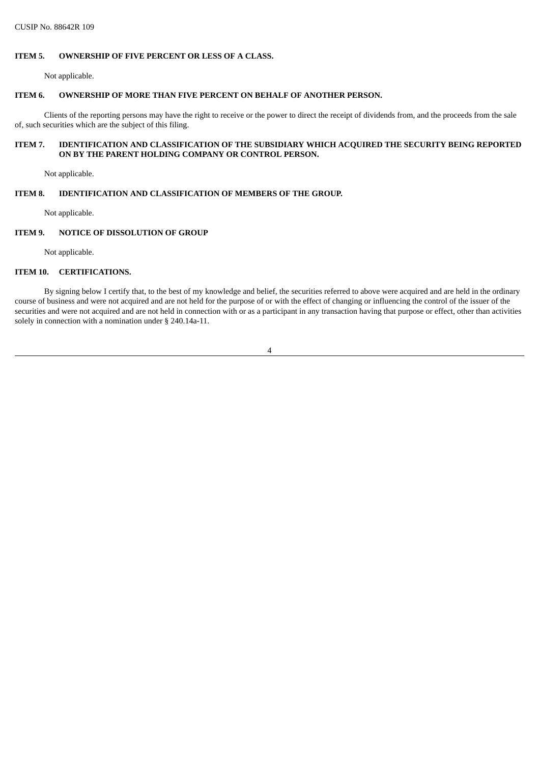CUSIP No. 88642R 109

**ITEM 5. OWNERSHIP OF FIVE PERCENT OR LESS OF A CLASS.**

Not applicable.

**ITEM 6. OWNERSHIP OF MORE THAN FIVE PERCENT ON BEHALF OF ANOTHER PERSON.**

Clients of the reporting persons may have the right to receive or the power to direct the receipt of dividends from, and the proceeds from the sale of, such securities which are the subject of this filing.

**ITEM 7. IDENTIFICATION AND CLASSIFICATION OF THE SUBSIDIARY WHICH ACQUIRED THE SECURITY BEING REPORTED ON BY THE PARENT HOLDING COMPANY OR CONTROL PERSON.**

Not applicable.

**ITEM 8. IDENTIFICATION AND CLASSIFICATION OF MEMBERS OF THE GROUP.**

Not applicable.

**ITEM 9. NOTICE OF DISSOLUTION OF GROUP**

Not applicable.

**ITEM 10. CERTIFICATIONS.**

By signing below I certify that, to the best of my knowledge and belief, the securities referred to above were acquired and are held in the ordinary course of business and were not acquired and are not held for the purpose of or with the effect of changing or influencing the control of the issuer of the securities and were not acquired and are not held in connection with or as a participant in any transaction having that purpose or effect, other than activities solely in connection with a nomination under § 240.14a-11.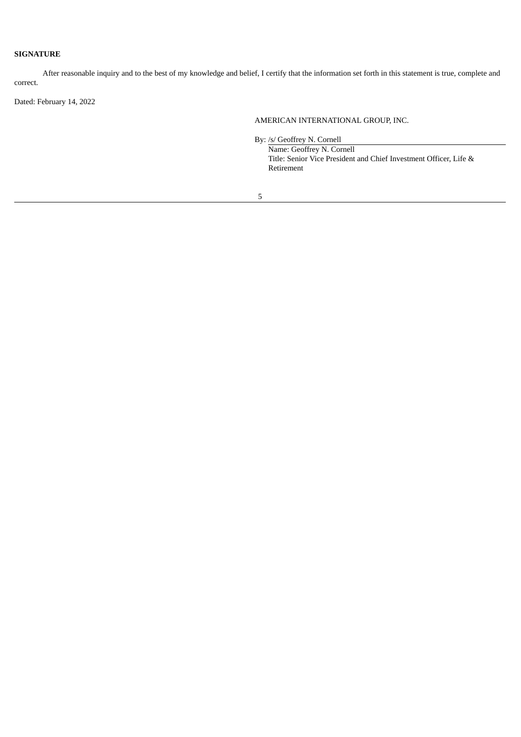**SIGNATURE**

After reasonable inquiry and to the best of my knowledge and belief, I certify that the information set forth in this statement is true, complete and correct.

Dated: February 14, 2022

AMERICAN INTERNATIONAL GROUP, INC.

By: /s/ Geoffrey N. Cornell
Name: Geoffrey N. Cornell
Title: Senior Vice President and Chief Investment Officer, Life & Retirement